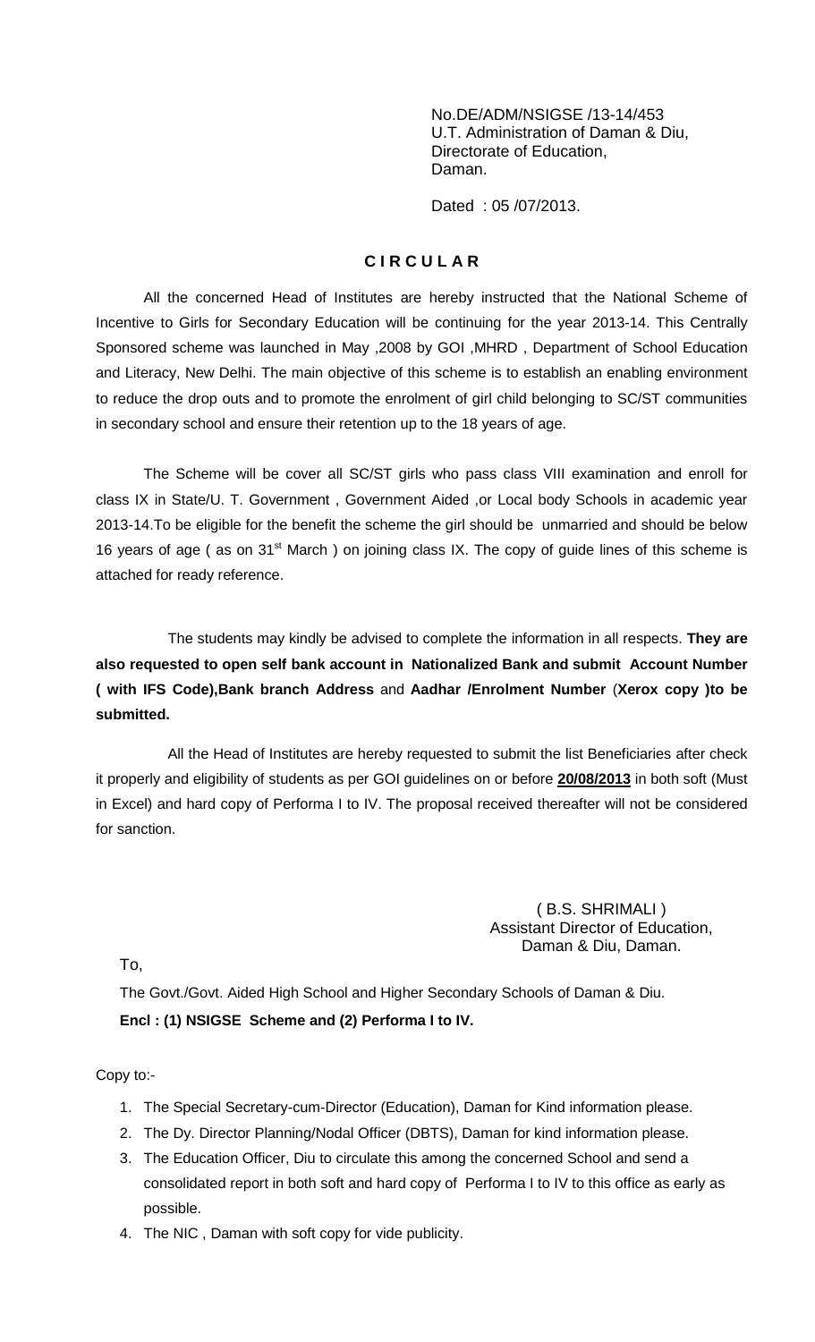No.DE/ADM/NSIGSE /13-14/453
U.T. Administration of Daman & Diu,
Directorate of Education,
Daman.

Dated : 05 /07/2013.

## C I R C U L A R

All the concerned Head of Institutes are hereby instructed that the National Scheme of Incentive to Girls for Secondary Education will be continuing for the year 2013-14. This Centrally Sponsored scheme was launched in May ,2008 by GOI ,MHRD , Department of School Education and Literacy, New Delhi. The main objective of this scheme is to establish an enabling environment to reduce the drop outs and to promote the enrolment of girl child belonging to SC/ST communities in secondary school and ensure their retention up to the 18 years of age.

The Scheme will be cover all SC/ST girls who pass class VIII examination and enroll for class IX in State/U. T. Government , Government Aided ,or Local body Schools in academic year 2013-14.To be eligible for the benefit the scheme the girl should be unmarried and should be below 16 years of age ( as on 31st March ) on joining class IX. The copy of guide lines of this scheme is attached for ready reference.

The students may kindly be advised to complete the information in all respects. **They are also requested to open self bank account in Nationalized Bank and submit Account Number ( with IFS Code),Bank branch Address** and **Aadhar /Enrolment Number** (**Xerox copy )to be submitted.**

All the Head of Institutes are hereby requested to submit the list Beneficiaries after check it properly and eligibility of students as per GOI guidelines on or before **20/08/2013** in both soft (Must in Excel) and hard copy of Performa I to IV. The proposal received thereafter will not be considered for sanction.

( B.S. SHRIMALI )
Assistant Director of Education,
Daman & Diu, Daman.

To,

The Govt./Govt. Aided High School and Higher Secondary Schools of Daman & Diu.

**Encl : (1) NSIGSE Scheme and (2) Performa I to IV.**

Copy to:-

1. The Special Secretary-cum-Director (Education), Daman for Kind information please.
2. The Dy. Director Planning/Nodal Officer (DBTS), Daman for kind information please.
3. The Education Officer, Diu to circulate this among the concerned School and send a consolidated report in both soft and hard copy of Performa I to IV to this office as early as possible.
4. The NIC , Daman with soft copy for vide publicity.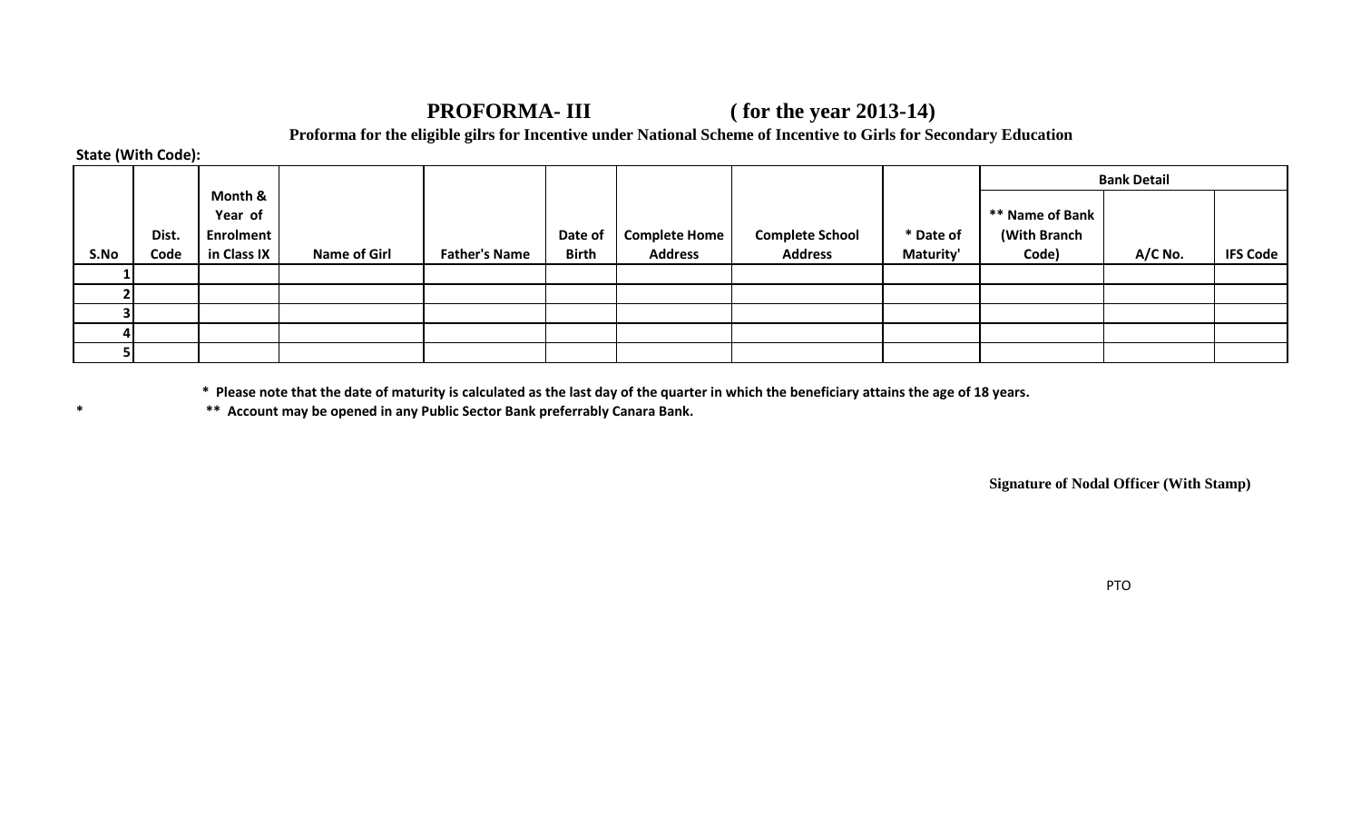# PROFORMA- III ( for the year 2013-14)

**Proforma for the eligible gilrs for Incentive under National Scheme of Incentive to Girls for Secondary Education**

**State (With Code):**

| S.No | Dist. Code | Month & Year of Enrolment in Class IX | Name of Girl | Father's Name | Date of Birth | Complete Home Address | Complete School Address | * Date of Maturity' | Bank Detail | | |
|---|---|---|---|---|---|---|---|---|---|---|---|
| | | | | | | | | | ** Name of Bank (With Branch Code) | A/C No. | IFS Code |
| 1 | | | | | | | | | | | |
| 2 | | | | | | | | | | | |
| 3 | | | | | | | | | | | |
| 4 | | | | | | | | | | | |
| 5 | | | | | | | | | | | |

**\* Please note that the date of maturity is calculated as the last day of the quarter in which the beneficiary attains the age of 18 years.**

**\*** **\*\* Account may be opened in any Public Sector Bank preferrably Canara Bank.**

**Signature of Nodal Officer (With Stamp)**

PTO